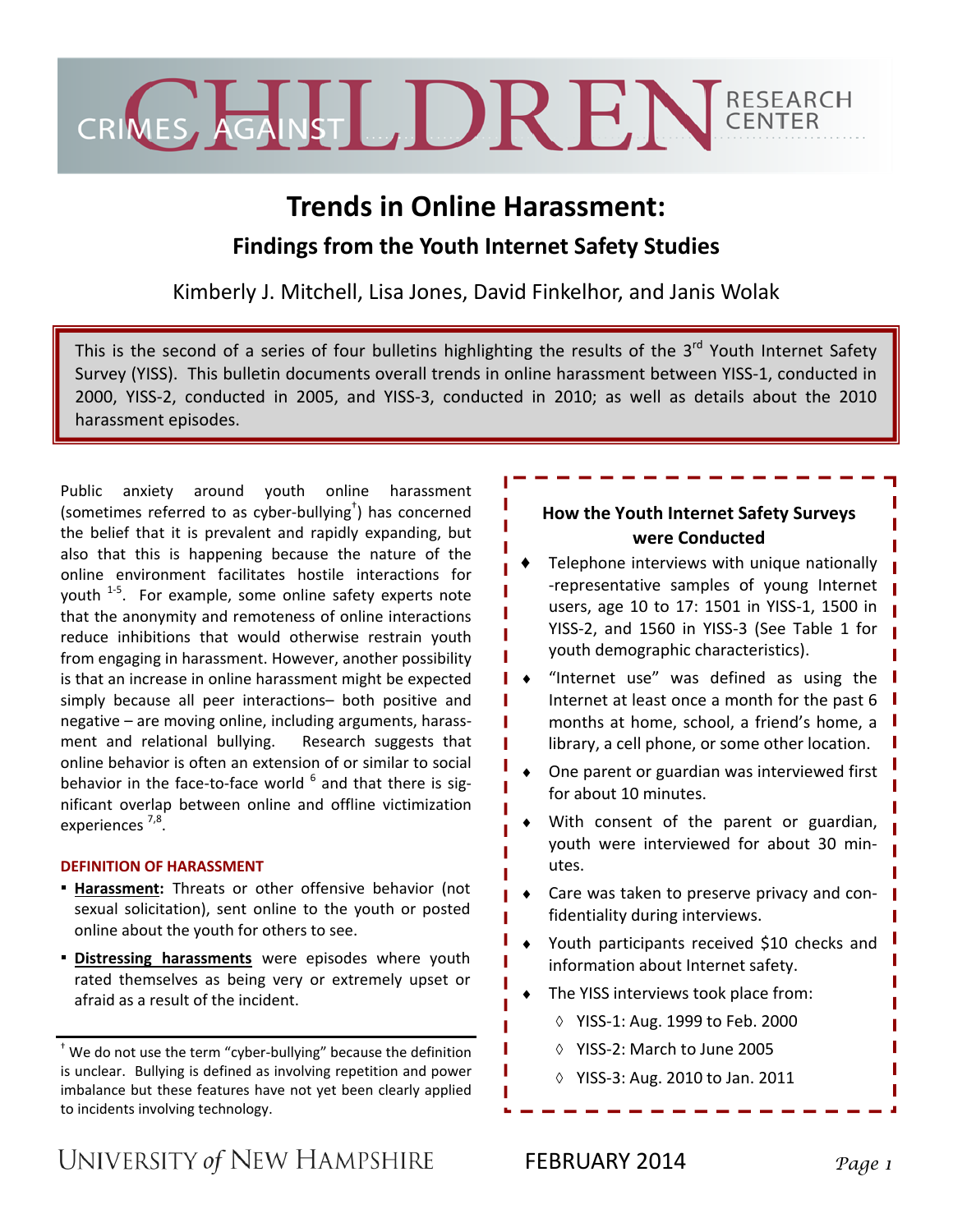CRIMES AGAINST CHILDREN RESEARCH CENTER

# Trends in Online Harassment:

## Findings from the Youth Internet Safety Studies

Kimberly J. Mitchell, Lisa Jones, David Finkelhor, and Janis Wolak

This is the second of a series of four bulletins highlighting the results of the 3rd Youth Internet Safety Survey (YISS). This bulletin documents overall trends in online harassment between YISS-1, conducted in 2000, YISS-2, conducted in 2005, and YISS-3, conducted in 2010; as well as details about the 2010 harassment episodes.

Public anxiety around youth online harassment (sometimes referred to as cyber-bullying[†]) has concerned the belief that it is prevalent and rapidly expanding, but also that this is happening because the nature of the online environment facilitates hostile interactions for youth [1-5]. For example, some online safety experts note that the anonymity and remoteness of online interactions reduce inhibitions that would otherwise restrain youth from engaging in harassment. However, another possibility is that an increase in online harassment might be expected simply because all peer interactions– both positive and negative – are moving online, including arguments, harassment and relational bullying. Research suggests that online behavior is often an extension of or similar to social behavior in the face-to-face world [6] and that there is significant overlap between online and offline victimization experiences [7,8].

### DEFINITION OF HARASSMENT

- **Harassment:** Threats or other offensive behavior (not sexual solicitation), sent online to the youth or posted online about the youth for others to see.
- **Distressing harassments** were episodes where youth rated themselves as being very or extremely upset or afraid as a result of the incident.

[†] We do not use the term "cyber-bullying" because the definition is unclear. Bullying is defined as involving repetition and power imbalance but these features have not yet been clearly applied to incidents involving technology.

### How the Youth Internet Safety Surveys were Conducted

- Telephone interviews with unique nationally-representative samples of young Internet users, age 10 to 17: 1501 in YISS-1, 1500 in YISS-2, and 1560 in YISS-3 (See Table 1 for youth demographic characteristics).
- "Internet use" was defined as using the Internet at least once a month for the past 6 months at home, school, a friend's home, a library, a cell phone, or some other location.
- One parent or guardian was interviewed first for about 10 minutes.
- With consent of the parent or guardian, youth were interviewed for about 30 minutes.
- Care was taken to preserve privacy and confidentiality during interviews.
- Youth participants received $10 checks and information about Internet safety.
- The YISS interviews took place from:
  - YISS-1: Aug. 1999 to Feb. 2000
  - YISS-2: March to June 2005
  - YISS-3: Aug. 2010 to Jan. 2011

UNIVERSITY of NEW HAMPSHIRE

FEBRUARY 2014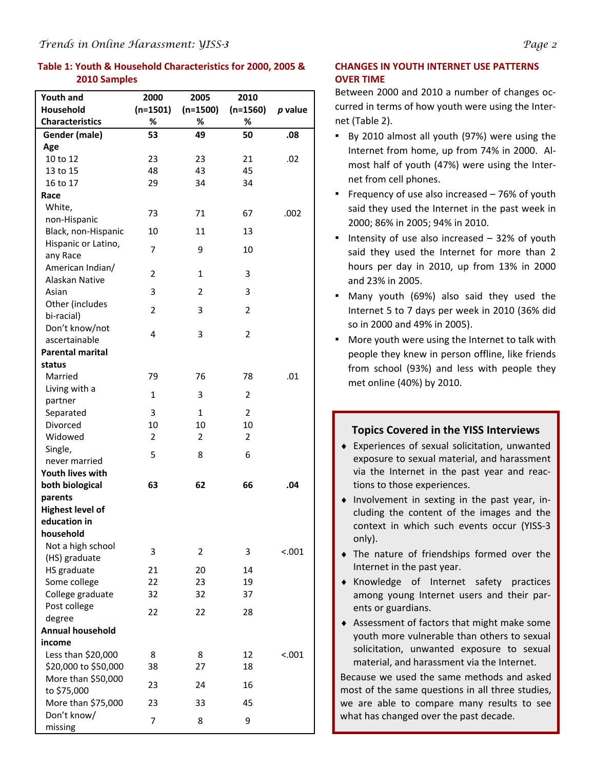**Table 1: Youth & Household Characteristics for 2000, 2005 & 2010 Samples**

| Youth and Household Characteristics | 2000 (n=1501) % | 2005 (n=1500) % | 2010 (n=1560) % | *p* value |
|---|---|---|---|---|
| **Gender (male)** | **53** | **49** | **50** | **.08** |
| **Age** | | | | |
| 10 to 12 | 23 | 23 | 21 | .02 |
| 13 to 15 | 48 | 43 | 45 | |
| 16 to 17 | 29 | 34 | 34 | |
| **Race** | | | | |
| White, non-Hispanic | 73 | 71 | 67 | .002 |
| Black, non-Hispanic | 10 | 11 | 13 | |
| Hispanic or Latino, any Race | 7 | 9 | 10 | |
| American Indian/ Alaskan Native | 2 | 1 | 3 | |
| Asian | 3 | 2 | 3 | |
| Other (includes bi-racial) | 2 | 3 | 2 | |
| Don't know/not ascertainable | 4 | 3 | 2 | |
| **Parental marital status** | | | | |
| Married | 79 | 76 | 78 | .01 |
| Living with a partner | 1 | 3 | 2 | |
| Separated | 3 | 1 | 2 | |
| Divorced | 10 | 10 | 10 | |
| Widowed | 2 | 2 | 2 | |
| Single, never married | 5 | 8 | 6 | |
| **Youth lives with both biological parents** | **63** | **62** | **66** | **.04** |
| **Highest level of education in household** | | | | |
| Not a high school (HS) graduate | 3 | 2 | 3 | <.001 |
| HS graduate | 21 | 20 | 14 | |
| Some college | 22 | 23 | 19 | |
| College graduate | 32 | 32 | 37 | |
| Post college degree | 22 | 22 | 28 | |
| **Annual household income** | | | | |
| Less than $20,000 | 8 | 8 | 12 | <.001 |
| $20,000 to $50,000 | 38 | 27 | 18 | |
| More than $50,000 to $75,000 | 23 | 24 | 16 | |
| More than $75,000 | 23 | 33 | 45 | |
| Don't know/ missing | 7 | 8 | 9 | |

## CHANGES IN YOUTH INTERNET USE PATTERNS OVER TIME

Between 2000 and 2010 a number of changes occurred in terms of how youth were using the Internet (Table 2).

- By 2010 almost all youth (97%) were using the Internet from home, up from 74% in 2000. Almost half of youth (47%) were using the Internet from cell phones.
- Frequency of use also increased – 76% of youth said they used the Internet in the past week in 2000; 86% in 2005; 94% in 2010.
- Intensity of use also increased – 32% of youth said they used the Internet for more than 2 hours per day in 2010, up from 13% in 2000 and 23% in 2005.
- Many youth (69%) also said they used the Internet 5 to 7 days per week in 2010 (36% did so in 2000 and 49% in 2005).
- More youth were using the Internet to talk with people they knew in person offline, like friends from school (93%) and less with people they met online (40%) by 2010.

### Topics Covered in the YISS Interviews

- Experiences of sexual solicitation, unwanted exposure to sexual material, and harassment via the Internet in the past year and reactions to those experiences.
- Involvement in sexting in the past year, including the content of the images and the context in which such events occur (YISS-3 only).
- The nature of friendships formed over the Internet in the past year.
- Knowledge of Internet safety practices among young Internet users and their parents or guardians.
- Assessment of factors that might make some youth more vulnerable than others to sexual solicitation, unwanted exposure to sexual material, and harassment via the Internet.

Because we used the same methods and asked most of the same questions in all three studies, we are able to compare many results to see what has changed over the past decade.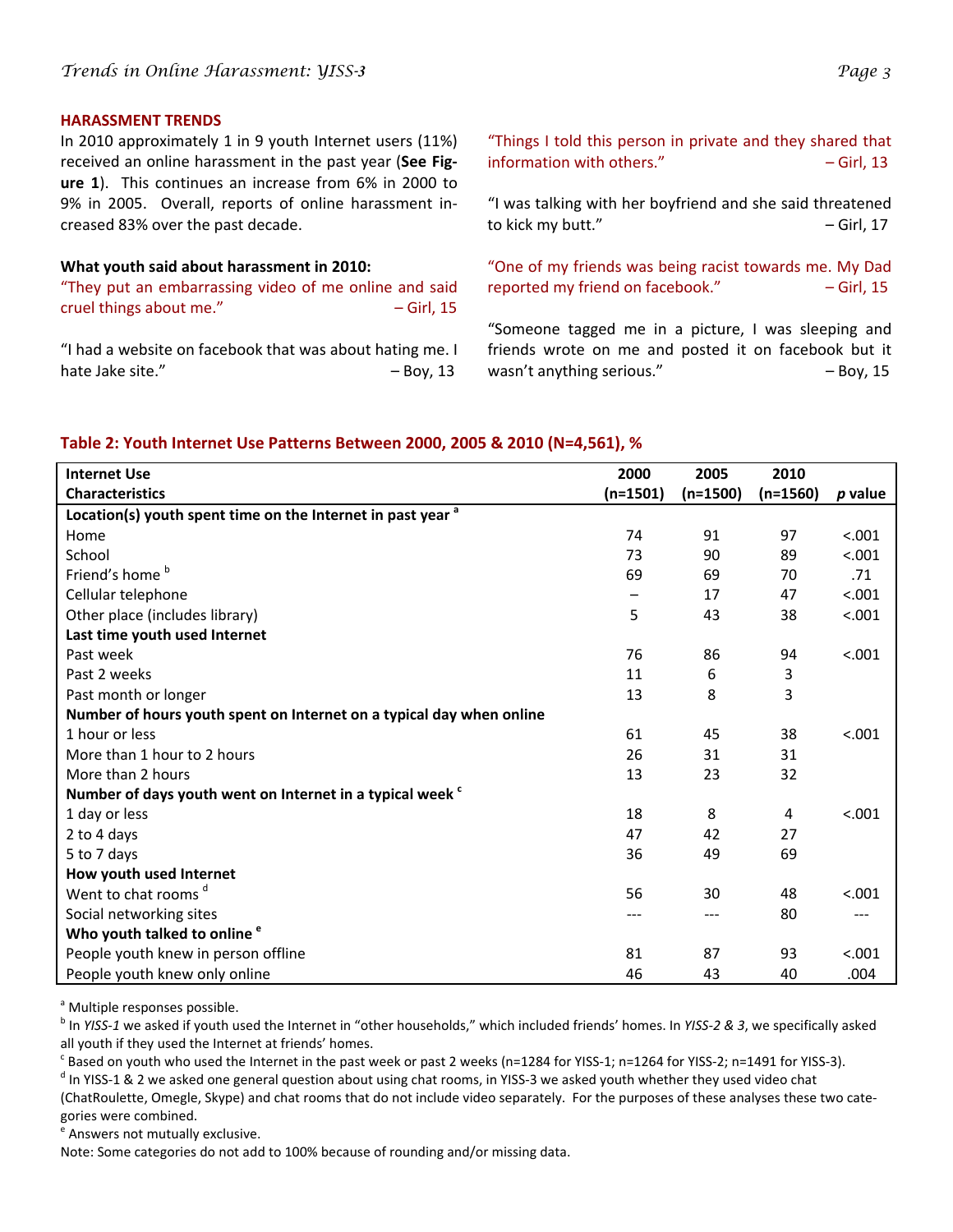## HARASSMENT TRENDS

In 2010 approximately 1 in 9 youth Internet users (11%) received an online harassment in the past year (**See Figure 1**). This continues an increase from 6% in 2000 to 9% in 2005. Overall, reports of online harassment increased 83% over the past decade.

**What youth said about harassment in 2010:**

"They put an embarrassing video of me online and said cruel things about me." – Girl, 15

"I had a website on facebook that was about hating me. I hate Jake site." – Boy, 13

"Things I told this person in private and they shared that information with others." – Girl, 13

"I was talking with her boyfriend and she said threatened to kick my butt." – Girl, 17

"One of my friends was being racist towards me. My Dad reported my friend on facebook." – Girl, 15

"Someone tagged me in a picture, I was sleeping and friends wrote on me and posted it on facebook but it wasn't anything serious." – Boy, 15

**Table 2: Youth Internet Use Patterns Between 2000, 2005 & 2010 (N=4,561), %**

| Internet Use Characteristics | 2000 (n=1501) | 2005 (n=1500) | 2010 (n=1560) | *p* value |
|---|---|---|---|---|
| **Location(s) youth spent time on the Internet in past year** [a] | | | | |
| Home | 74 | 91 | 97 | <.001 |
| School | 73 | 90 | 89 | <.001 |
| Friend's home [b] | 69 | 69 | 70 | .71 |
| Cellular telephone | – | 17 | 47 | <.001 |
| Other place (includes library) | 5 | 43 | 38 | <.001 |
| **Last time youth used Internet** | | | | |
| Past week | 76 | 86 | 94 | <.001 |
| Past 2 weeks | 11 | 6 | 3 | |
| Past month or longer | 13 | 8 | 3 | |
| **Number of hours youth spent on Internet on a typical day when online** | | | | |
| 1 hour or less | 61 | 45 | 38 | <.001 |
| More than 1 hour to 2 hours | 26 | 31 | 31 | |
| More than 2 hours | 13 | 23 | 32 | |
| **Number of days youth went on Internet in a typical week** [c] | | | | |
| 1 day or less | 18 | 8 | 4 | <.001 |
| 2 to 4 days | 47 | 42 | 27 | |
| 5 to 7 days | 36 | 49 | 69 | |
| **How youth used Internet** | | | | |
| Went to chat rooms [d] | 56 | 30 | 48 | <.001 |
| Social networking sites | --- | --- | 80 | --- |
| **Who youth talked to online** [e] | | | | |
| People youth knew in person offline | 81 | 87 | 93 | <.001 |
| People youth knew only online | 46 | 43 | 40 | .004 |

[a] Multiple responses possible.
[b] In *YISS-1* we asked if youth used the Internet in "other households," which included friends' homes. In *YISS-2 & 3*, we specifically asked all youth if they used the Internet at friends' homes.
[c] Based on youth who used the Internet in the past week or past 2 weeks (n=1284 for YISS-1; n=1264 for YISS-2; n=1491 for YISS-3).
[d] In YISS-1 & 2 we asked one general question about using chat rooms, in YISS-3 we asked youth whether they used video chat (ChatRoulette, Omegle, Skype) and chat rooms that do not include video separately. For the purposes of these analyses these two categories were combined.
[e] Answers not mutually exclusive.
Note: Some categories do not add to 100% because of rounding and/or missing data.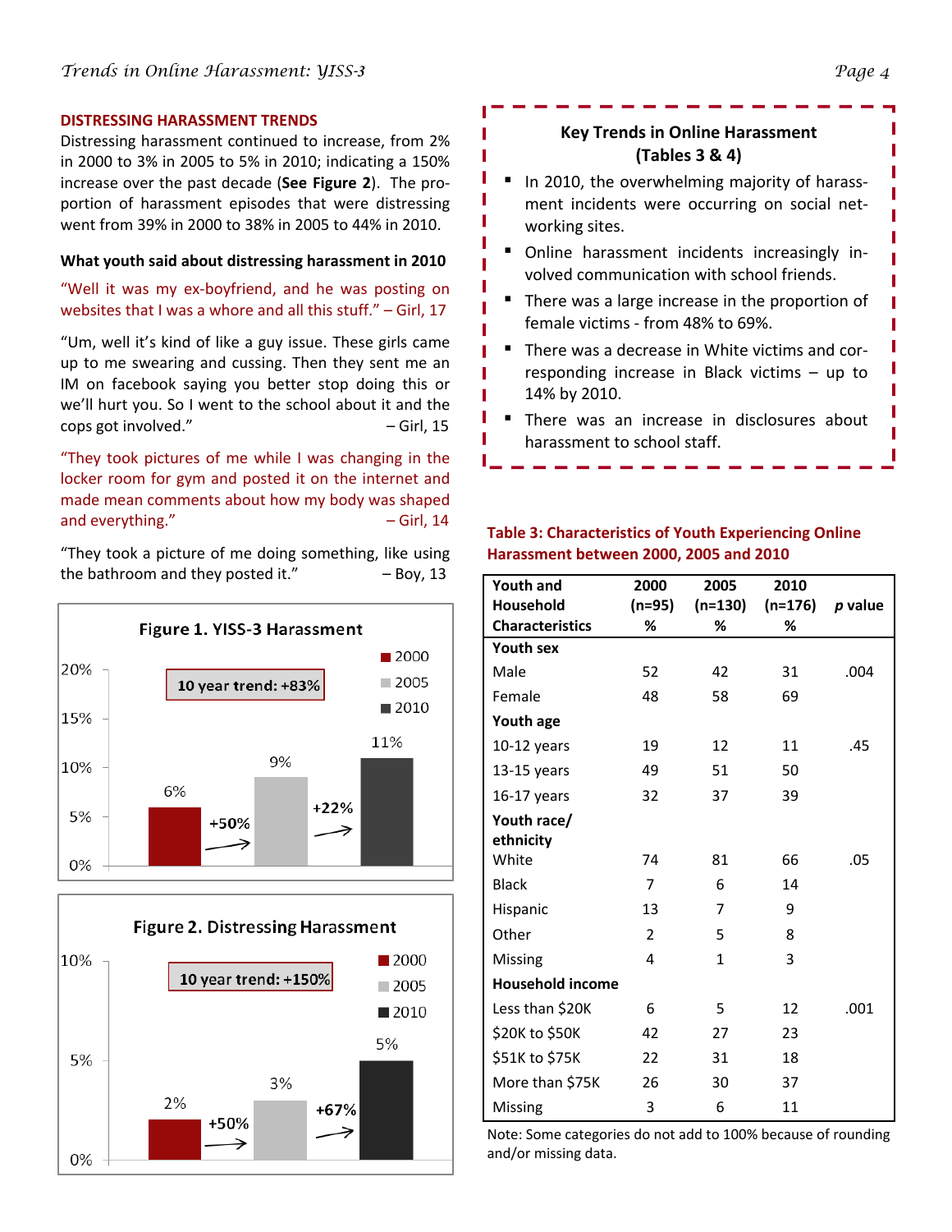## DISTRESSING HARASSMENT TRENDS

Distressing harassment continued to increase, from 2% in 2000 to 3% in 2005 to 5% in 2010; indicating a 150% increase over the past decade (**See Figure 2**). The proportion of harassment episodes that were distressing went from 39% in 2000 to 38% in 2005 to 44% in 2010.

### What youth said about distressing harassment in 2010

"Well it was my ex-boyfriend, and he was posting on websites that I was a whore and all this stuff." – Girl, 17

"Um, well it's kind of like a guy issue. These girls came up to me swearing and cussing. Then they sent me an IM on facebook saying you better stop doing this or we'll hurt you. So I went to the school about it and the cops got involved." – Girl, 15

"They took pictures of me while I was changing in the locker room for gym and posted it on the internet and made mean comments about how my body was shaped and everything." – Girl, 14

"They took a picture of me doing something, like using the bathroom and they posted it." – Boy, 13

**Figure 1. YISS-3 Harassment**

10 year trend: +83%

| | 2000 | 2005 | 2010 |
|---|---|---|---|
| Harassment | 6% | 9% | 11% |

2000 to 2005: +50%; 2005 to 2010: +22%

**Figure 2. Distressing Harassment**

10 year trend: +150%

| | 2000 | 2005 | 2010 |
|---|---|---|---|
| Distressing Harassment | 2% | 3% | 5% |

2000 to 2005: +50%; 2005 to 2010: +67%

### Key Trends in Online Harassment (Tables 3 & 4)

- In 2010, the overwhelming majority of harassment incidents were occurring on social networking sites.
- Online harassment incidents increasingly involved communication with school friends.
- There was a large increase in the proportion of female victims - from 48% to 69%.
- There was a decrease in White victims and corresponding increase in Black victims – up to 14% by 2010.
- There was an increase in disclosures about harassment to school staff.

**Table 3: Characteristics of Youth Experiencing Online Harassment between 2000, 2005 and 2010**

| Youth and Household Characteristics | 2000 (n=95) % | 2005 (n=130) % | 2010 (n=176) % | *p* value |
|---|---|---|---|---|
| **Youth sex** | | | | |
| Male | 52 | 42 | 31 | .004 |
| Female | 48 | 58 | 69 | |
| **Youth age** | | | | |
| 10-12 years | 19 | 12 | 11 | .45 |
| 13-15 years | 49 | 51 | 50 | |
| 16-17 years | 32 | 37 | 39 | |
| **Youth race/ ethnicity** | | | | |
| White | 74 | 81 | 66 | .05 |
| Black | 7 | 6 | 14 | |
| Hispanic | 13 | 7 | 9 | |
| Other | 2 | 5 | 8 | |
| Missing | 4 | 1 | 3 | |
| **Household income** | | | | |
| Less than $20K | 6 | 5 | 12 | .001 |
| $20K to $50K | 42 | 27 | 23 | |
| $51K to $75K | 22 | 31 | 18 | |
| More than $75K | 26 | 30 | 37 | |
| Missing | 3 | 6 | 11 | |

Note: Some categories do not add to 100% because of rounding and/or missing data.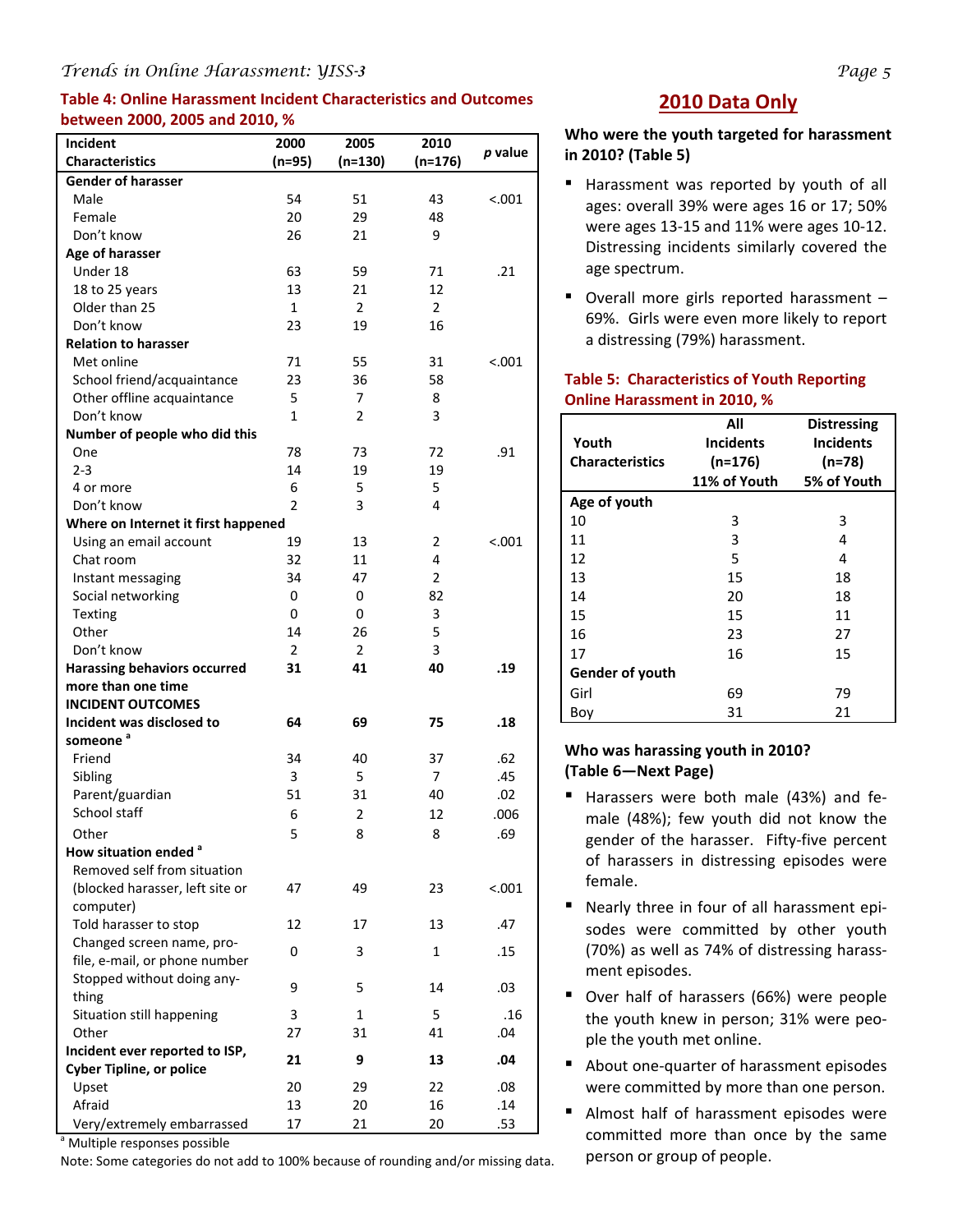### Table 4: Online Harassment Incident Characteristics and Outcomes between 2000, 2005 and 2010, %

| Incident Characteristics | 2000 (n=95) | 2005 (n=130) | 2010 (n=176) | *p* value |
|---|---|---|---|---|
| **Gender of harasser** | | | | |
| Male | 54 | 51 | 43 | <.001 |
| Female | 20 | 29 | 48 | |
| Don't know | 26 | 21 | 9 | |
| **Age of harasser** | | | | |
| Under 18 | 63 | 59 | 71 | .21 |
| 18 to 25 years | 13 | 21 | 12 | |
| Older than 25 | 1 | 2 | 2 | |
| Don't know | 23 | 19 | 16 | |
| **Relation to harasser** | | | | |
| Met online | 71 | 55 | 31 | <.001 |
| School friend/acquaintance | 23 | 36 | 58 | |
| Other offline acquaintance | 5 | 7 | 8 | |
| Don't know | 1 | 2 | 3 | |
| **Number of people who did this** | | | | |
| One | 78 | 73 | 72 | .91 |
| 2-3 | 14 | 19 | 19 | |
| 4 or more | 6 | 5 | 5 | |
| Don't know | 2 | 3 | 4 | |
| **Where on Internet it first happened** | | | | |
| Using an email account | 19 | 13 | 2 | <.001 |
| Chat room | 32 | 11 | 4 | |
| Instant messaging | 34 | 47 | 2 | |
| Social networking | 0 | 0 | 82 | |
| Texting | 0 | 0 | 3 | |
| Other | 14 | 26 | 5 | |
| Don't know | 2 | 2 | 3 | |
| **Harassing behaviors occurred more than one time** | **31** | **41** | **40** | **.19** |
| **INCIDENT OUTCOMES** | | | | |
| **Incident was disclosed to someone** [a] | **64** | **69** | **75** | **.18** |
| Friend | 34 | 40 | 37 | .62 |
| Sibling | 3 | 5 | 7 | .45 |
| Parent/guardian | 51 | 31 | 40 | .02 |
| School staff | 6 | 2 | 12 | .006 |
| Other | 5 | 8 | 8 | .69 |
| **How situation ended** [a] | | | | |
| Removed self from situation (blocked harasser, left site or computer) | 47 | 49 | 23 | <.001 |
| Told harasser to stop | 12 | 17 | 13 | .47 |
| Changed screen name, profile, e-mail, or phone number | 0 | 3 | 1 | .15 |
| Stopped without doing anything | 9 | 5 | 14 | .03 |
| Situation still happening | 3 | 1 | 5 | .16 |
| Other | 27 | 31 | 41 | .04 |
| **Incident ever reported to ISP, Cyber Tipline, or police** | **21** | **9** | **13** | **.04** |
| Upset | 20 | 29 | 22 | .08 |
| Afraid | 13 | 20 | 16 | .14 |
| Very/extremely embarrassed | 17 | 21 | 20 | .53 |

[a] Multiple responses possible

Note: Some categories do not add to 100% because of rounding and/or missing data.

## 2010 Data Only

### Who were the youth targeted for harassment in 2010? (Table 5)

- Harassment was reported by youth of all ages: overall 39% were ages 16 or 17; 50% were ages 13-15 and 11% were ages 10-12. Distressing incidents similarly covered the age spectrum.
- Overall more girls reported harassment – 69%. Girls were even more likely to report a distressing (79%) harassment.

### Table 5: Characteristics of Youth Reporting Online Harassment in 2010, %

| Youth Characteristics | All Incidents (n=176) 11% of Youth | Distressing Incidents (n=78) 5% of Youth |
|---|---|---|
| **Age of youth** | | |
| 10 | 3 | 3 |
| 11 | 3 | 4 |
| 12 | 5 | 4 |
| 13 | 15 | 18 |
| 14 | 20 | 18 |
| 15 | 15 | 11 |
| 16 | 23 | 27 |
| 17 | 16 | 15 |
| **Gender of youth** | | |
| Girl | 69 | 79 |
| Boy | 31 | 21 |

### Who was harassing youth in 2010? (Table 6—Next Page)

- Harassers were both male (43%) and female (48%); few youth did not know the gender of the harasser. Fifty-five percent of harassers in distressing episodes were female.
- Nearly three in four of all harassment episodes were committed by other youth (70%) as well as 74% of distressing harassment episodes.
- Over half of harassers (66%) were people the youth knew in person; 31% were people the youth met online.
- About one-quarter of harassment episodes were committed by more than one person.
- Almost half of harassment episodes were committed more than once by the same person or group of people.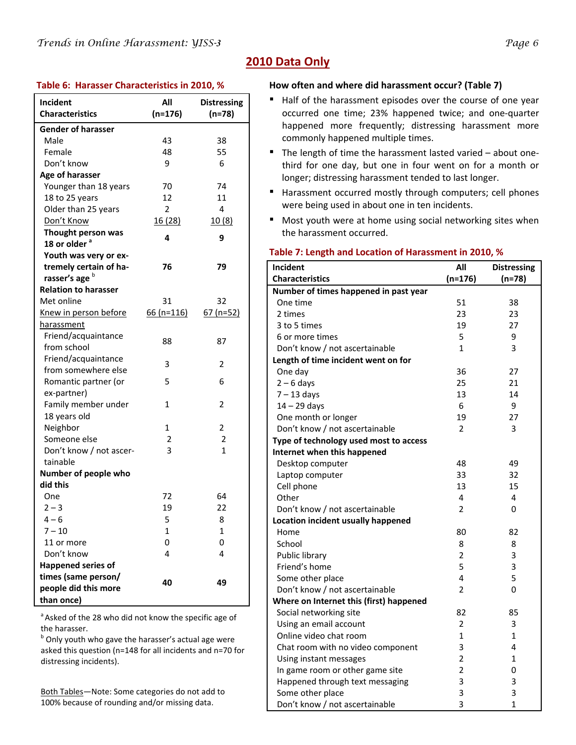## 2010 Data Only

**Table 6: Harasser Characteristics in 2010, %**

| Incident Characteristics | All (n=176) | Distressing (n=78) |
|---|---|---|
| **Gender of harasser** | | |
| Male | 43 | 38 |
| Female | 48 | 55 |
| Don't know | 9 | 6 |
| **Age of harasser** | | |
| Younger than 18 years | 70 | 74 |
| 18 to 25 years | 12 | 11 |
| Older than 25 years | 2 | 4 |
| Don't Know | 16 (28) | 10 (8) |
| **Thought person was 18 or older** [a] | **4** | **9** |
| **Youth was very or extremely certain of harasser's age** [b] | **76** | **79** |
| **Relation to harasser** | | |
| Met online | 31 | 32 |
| Knew in person before harassment | 66 (n=116) | 67 (n=52) |
| Friend/acquaintance from school | 88 | 87 |
| Friend/acquaintance from somewhere else | 3 | 2 |
| Romantic partner (or ex-partner) | 5 | 6 |
| Family member under 18 years old | 1 | 2 |
| Neighbor | 1 | 2 |
| Someone else | 2 | 2 |
| Don't know / not ascertainable | 3 | 1 |
| **Number of people who did this** | | |
| One | 72 | 64 |
| 2 – 3 | 19 | 22 |
| 4 – 6 | 5 | 8 |
| 7 – 10 | 1 | 1 |
| 11 or more | 0 | 0 |
| Don't know | 4 | 4 |
| **Happened series of times (same person/ people did this more than once)** | **40** | **49** |

[a] Asked of the 28 who did not know the specific age of the harasser.
[b] Only youth who gave the harasser's actual age were asked this question (n=148 for all incidents and n=70 for distressing incidents).

Both Tables—Note: Some categories do not add to 100% because of rounding and/or missing data.

### How often and where did harassment occur? (Table 7)

- Half of the harassment episodes over the course of one year occurred one time; 23% happened twice; and one-quarter happened more frequently; distressing harassment more commonly happened multiple times.
- The length of time the harassment lasted varied – about one-third for one day, but one in four went on for a month or longer; distressing harassment tended to last longer.
- Harassment occurred mostly through computers; cell phones were being used in about one in ten incidents.
- Most youth were at home using social networking sites when the harassment occurred.

**Table 7: Length and Location of Harassment in 2010, %**

| Incident Characteristics | All (n=176) | Distressing (n=78) |
|---|---|---|
| **Number of times happened in past year** | | |
| One time | 51 | 38 |
| 2 times | 23 | 23 |
| 3 to 5 times | 19 | 27 |
| 6 or more times | 5 | 9 |
| Don't know / not ascertainable | 1 | 3 |
| **Length of time incident went on for** | | |
| One day | 36 | 27 |
| 2 – 6 days | 25 | 21 |
| 7 – 13 days | 13 | 14 |
| 14 – 29 days | 6 | 9 |
| One month or longer | 19 | 27 |
| Don't know / not ascertainable | 2 | 3 |
| **Type of technology used most to access Internet when this happened** | | |
| Desktop computer | 48 | 49 |
| Laptop computer | 33 | 32 |
| Cell phone | 13 | 15 |
| Other | 4 | 4 |
| Don't know / not ascertainable | 2 | 0 |
| **Location incident usually happened** | | |
| Home | 80 | 82 |
| School | 8 | 8 |
| Public library | 2 | 3 |
| Friend's home | 5 | 3 |
| Some other place | 4 | 5 |
| Don't know / not ascertainable | 2 | 0 |
| **Where on Internet this (first) happened** | | |
| Social networking site | 82 | 85 |
| Using an email account | 2 | 3 |
| Online video chat room | 1 | 1 |
| Chat room with no video component | 3 | 4 |
| Using instant messages | 2 | 1 |
| In game room or other game site | 2 | 0 |
| Happened through text messaging | 3 | 3 |
| Some other place | 3 | 3 |
| Don't know / not ascertainable | 3 | 1 |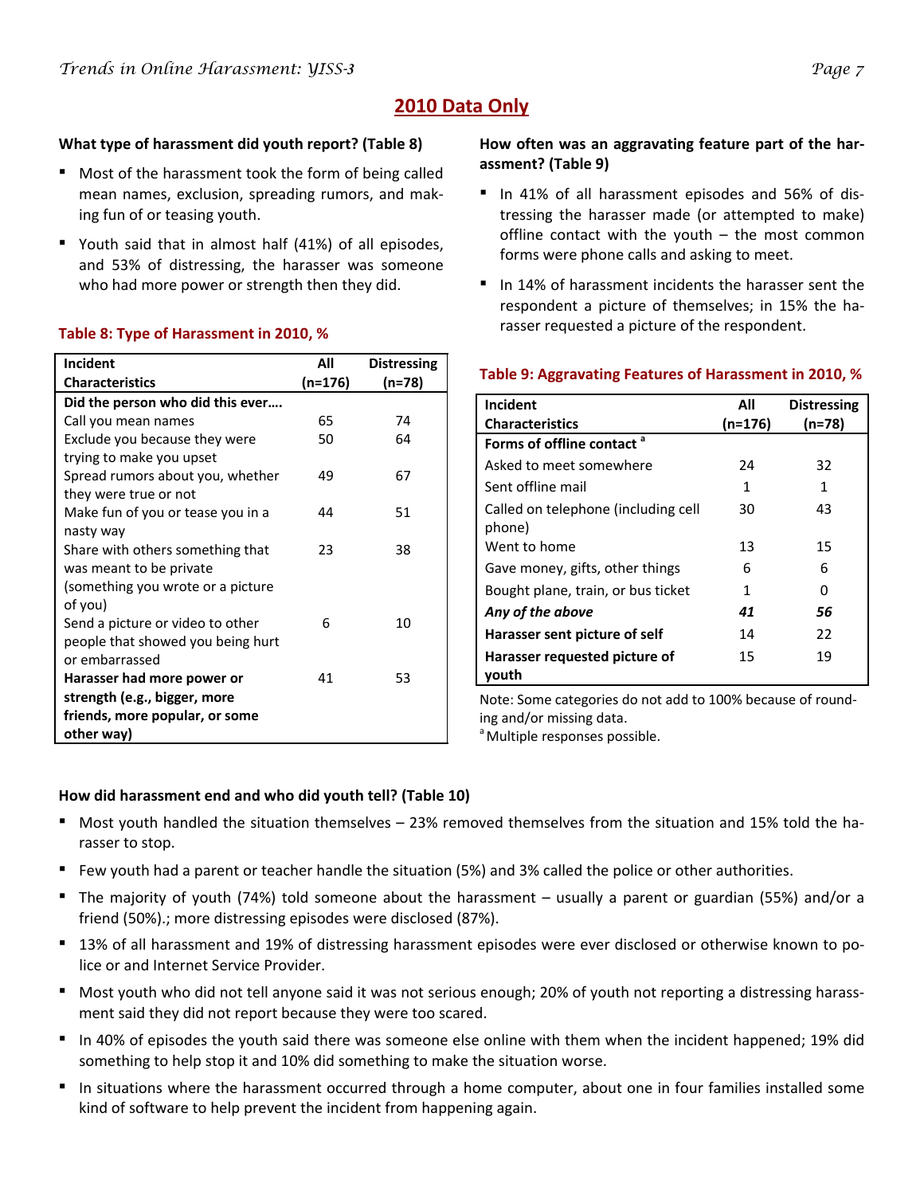## 2010 Data Only

**What type of harassment did youth report? (Table 8)**

- Most of the harassment took the form of being called mean names, exclusion, spreading rumors, and making fun of or teasing youth.
- Youth said that in almost half (41%) of all episodes, and 53% of distressing, the harasser was someone who had more power or strength then they did.

**Table 8: Type of Harassment in 2010, %**

| Incident Characteristics | All (n=176) | Distressing (n=78) |
|---|---|---|
| **Did the person who did this ever….** | | |
| Call you mean names | 65 | 74 |
| Exclude you because they were trying to make you upset | 50 | 64 |
| Spread rumors about you, whether they were true or not | 49 | 67 |
| Make fun of you or tease you in a nasty way | 44 | 51 |
| Share with others something that was meant to be private (something you wrote or a picture of you) | 23 | 38 |
| Send a picture or video to other people that showed you being hurt or embarrassed | 6 | 10 |
| **Harasser had more power or strength (e.g., bigger, more friends, more popular, or some other way)** | 41 | 53 |

**How often was an aggravating feature part of the harassment? (Table 9)**

- In 41% of all harassment episodes and 56% of distressing the harasser made (or attempted to make) offline contact with the youth – the most common forms were phone calls and asking to meet.
- In 14% of harassment incidents the harasser sent the respondent a picture of themselves; in 15% the harasser requested a picture of the respondent.

**Table 9: Aggravating Features of Harassment in 2010, %**

| Incident Characteristics | All (n=176) | Distressing (n=78) |
|---|---|---|
| **Forms of offline contact** [a] | | |
| Asked to meet somewhere | 24 | 32 |
| Sent offline mail | 1 | 1 |
| Called on telephone (including cell phone) | 30 | 43 |
| Went to home | 13 | 15 |
| Gave money, gifts, other things | 6 | 6 |
| Bought plane, train, or bus ticket | 1 | 0 |
| ***Any of the above*** | ***41*** | ***56*** |
| **Harasser sent picture of self** | 14 | 22 |
| **Harasser requested picture of youth** | 15 | 19 |

Note: Some categories do not add to 100% because of rounding and/or missing data.
[a] Multiple responses possible.

**How did harassment end and who did youth tell? (Table 10)**

- Most youth handled the situation themselves – 23% removed themselves from the situation and 15% told the harasser to stop.
- Few youth had a parent or teacher handle the situation (5%) and 3% called the police or other authorities.
- The majority of youth (74%) told someone about the harassment – usually a parent or guardian (55%) and/or a friend (50%).; more distressing episodes were disclosed (87%).
- 13% of all harassment and 19% of distressing harassment episodes were ever disclosed or otherwise known to police or and Internet Service Provider.
- Most youth who did not tell anyone said it was not serious enough; 20% of youth not reporting a distressing harassment said they did not report because they were too scared.
- In 40% of episodes the youth said there was someone else online with them when the incident happened; 19% did something to help stop it and 10% did something to make the situation worse.
- In situations where the harassment occurred through a home computer, about one in four families installed some kind of software to help prevent the incident from happening again.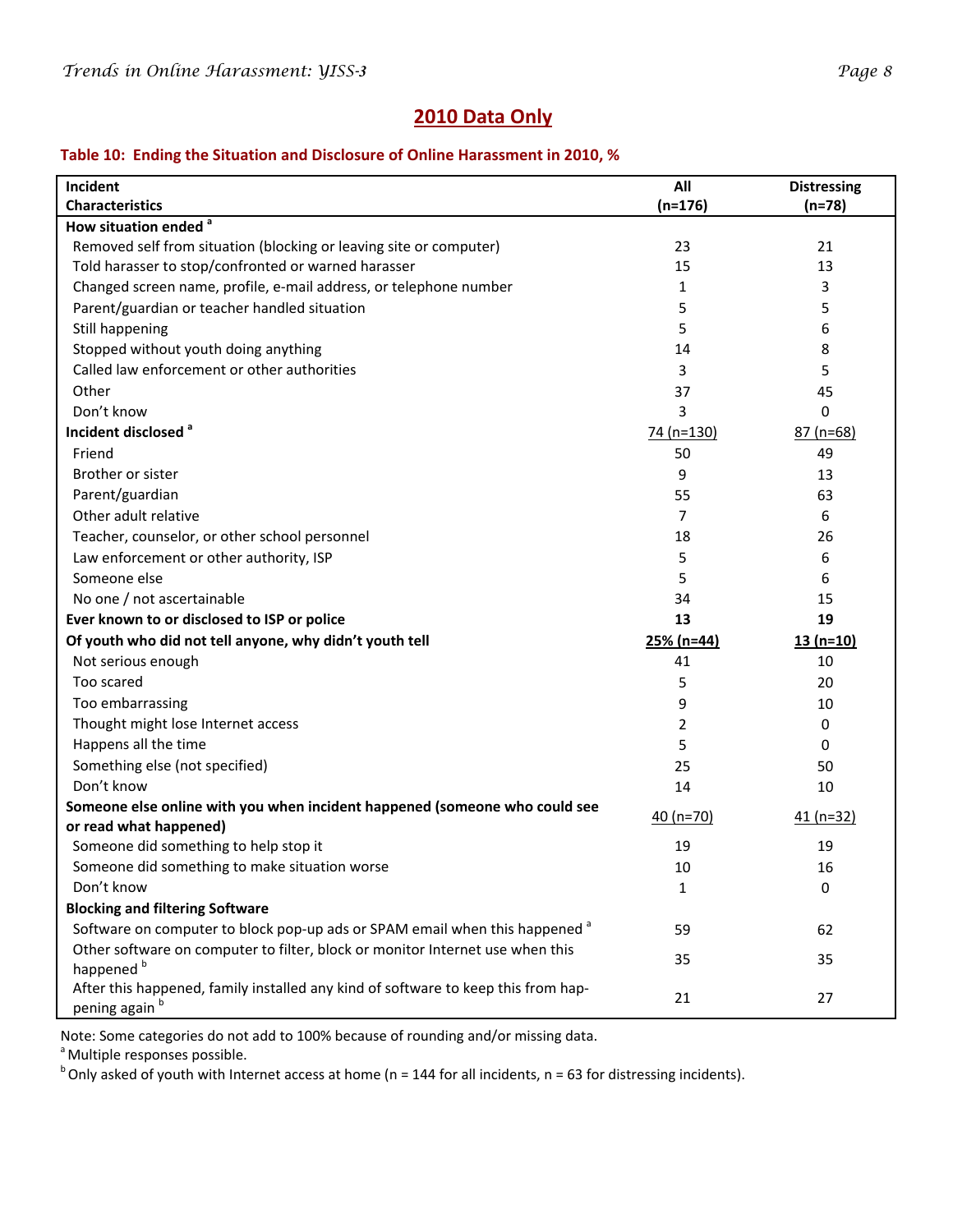## 2010 Data Only

### Table 10: Ending the Situation and Disclosure of Online Harassment in 2010, %

| Incident Characteristics | All (n=176) | Distressing (n=78) |
|---|---|---|
| **How situation ended** [a] | | |
| Removed self from situation (blocking or leaving site or computer) | 23 | 21 |
| Told harasser to stop/confronted or warned harasser | 15 | 13 |
| Changed screen name, profile, e-mail address, or telephone number | 1 | 3 |
| Parent/guardian or teacher handled situation | 5 | 5 |
| Still happening | 5 | 6 |
| Stopped without youth doing anything | 14 | 8 |
| Called law enforcement or other authorities | 3 | 5 |
| Other | 37 | 45 |
| Don't know | 3 | 0 |
| **Incident disclosed** [a] | 74 (n=130) | 87 (n=68) |
| Friend | 50 | 49 |
| Brother or sister | 9 | 13 |
| Parent/guardian | 55 | 63 |
| Other adult relative | 7 | 6 |
| Teacher, counselor, or other school personnel | 18 | 26 |
| Law enforcement or other authority, ISP | 5 | 6 |
| Someone else | 5 | 6 |
| No one / not ascertainable | 34 | 15 |
| **Ever known to or disclosed to ISP or police** | **13** | **19** |
| **Of youth who did not tell anyone, why didn't youth tell** | **25% (n=44)** | **13 (n=10)** |
| Not serious enough | 41 | 10 |
| Too scared | 5 | 20 |
| Too embarrassing | 9 | 10 |
| Thought might lose Internet access | 2 | 0 |
| Happens all the time | 5 | 0 |
| Something else (not specified) | 25 | 50 |
| Don't know | 14 | 10 |
| **Someone else online with you when incident happened (someone who could see or read what happened)** | 40 (n=70) | 41 (n=32) |
| Someone did something to help stop it | 19 | 19 |
| Someone did something to make situation worse | 10 | 16 |
| Don't know | 1 | 0 |
| **Blocking and filtering Software** | | |
| Software on computer to block pop-up ads or SPAM email when this happened [a] | 59 | 62 |
| Other software on computer to filter, block or monitor Internet use when this happened [b] | 35 | 35 |
| After this happened, family installed any kind of software to keep this from happening again [b] | 21 | 27 |

Note: Some categories do not add to 100% because of rounding and/or missing data.

[a] Multiple responses possible.

[b] Only asked of youth with Internet access at home (n = 144 for all incidents, n = 63 for distressing incidents).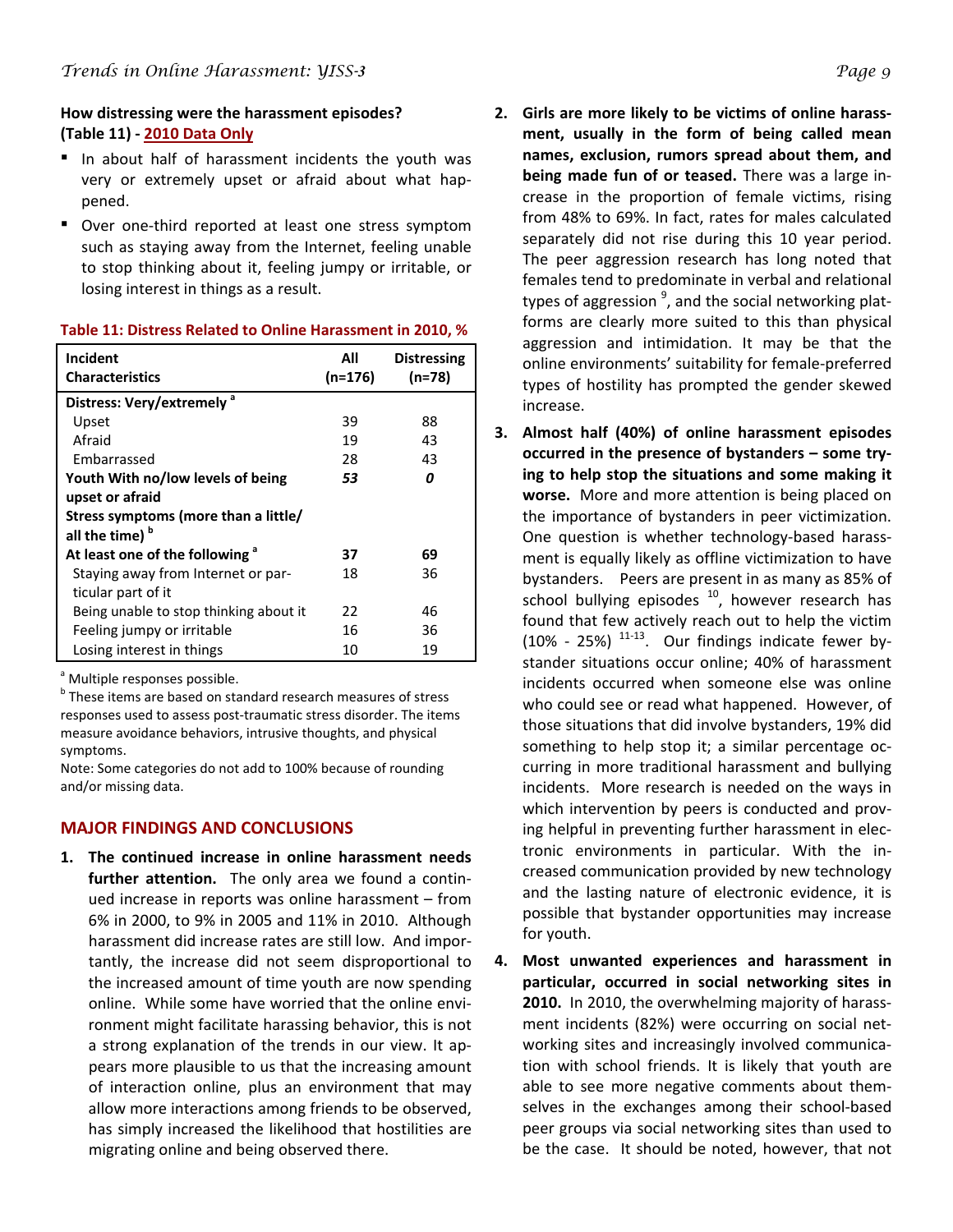### How distressing were the harassment episodes? (Table 11) - 2010 Data Only

- In about half of harassment incidents the youth was very or extremely upset or afraid about what happened.
- Over one-third reported at least one stress symptom such as staying away from the Internet, feeling unable to stop thinking about it, feeling jumpy or irritable, or losing interest in things as a result.

**Table 11: Distress Related to Online Harassment in 2010, %**

| Incident Characteristics | All (n=176) | Distressing (n=78) |
|---|---|---|
| **Distress: Very/extremely** [a] | | |
| Upset | 39 | 88 |
| Afraid | 19 | 43 |
| Embarrassed | 28 | 43 |
| **Youth With no/low levels of being upset or afraid** | ***53*** | ***0*** |
| **Stress symptoms (more than a little/ all the time)** [b] | | |
| **At least one of the following** [a] | **37** | **69** |
| Staying away from Internet or particular part of it | 18 | 36 |
| Being unable to stop thinking about it | 22 | 46 |
| Feeling jumpy or irritable | 16 | 36 |
| Losing interest in things | 10 | 19 |

[a] Multiple responses possible.
[b] These items are based on standard research measures of stress responses used to assess post-traumatic stress disorder. The items measure avoidance behaviors, intrusive thoughts, and physical symptoms.
Note: Some categories do not add to 100% because of rounding and/or missing data.

## MAJOR FINDINGS AND CONCLUSIONS

1. **The continued increase in online harassment needs further attention.** The only area we found a continued increase in reports was online harassment – from 6% in 2000, to 9% in 2005 and 11% in 2010. Although harassment did increase rates are still low. And importantly, the increase did not seem disproportional to the increased amount of time youth are now spending online. While some have worried that the online environment might facilitate harassing behavior, this is not a strong explanation of the trends in our view. It appears more plausible to us that the increasing amount of interaction online, plus an environment that may allow more interactions among friends to be observed, has simply increased the likelihood that hostilities are migrating online and being observed there.

2. **Girls are more likely to be victims of online harassment, usually in the form of being called mean names, exclusion, rumors spread about them, and being made fun of or teased.** There was a large increase in the proportion of female victims, rising from 48% to 69%. In fact, rates for males calculated separately did not rise during this 10 year period. The peer aggression research has long noted that females tend to predominate in verbal and relational types of aggression [9], and the social networking platforms are clearly more suited to this than physical aggression and intimidation. It may be that the online environments' suitability for female-preferred types of hostility has prompted the gender skewed increase.

3. **Almost half (40%) of online harassment episodes occurred in the presence of bystanders – some trying to help stop the situations and some making it worse.** More and more attention is being placed on the importance of bystanders in peer victimization. One question is whether technology-based harassment is equally likely as offline victimization to have bystanders. Peers are present in as many as 85% of school bullying episodes [10], however research has found that few actively reach out to help the victim (10% - 25%) [11-13]. Our findings indicate fewer bystander situations occur online; 40% of harassment incidents occurred when someone else was online who could see or read what happened. However, of those situations that did involve bystanders, 19% did something to help stop it; a similar percentage occurring in more traditional harassment and bullying incidents. More research is needed on the ways in which intervention by peers is conducted and proving helpful in preventing further harassment in electronic environments in particular. With the increased communication provided by new technology and the lasting nature of electronic evidence, it is possible that bystander opportunities may increase for youth.

4. **Most unwanted experiences and harassment in particular, occurred in social networking sites in 2010.** In 2010, the overwhelming majority of harassment incidents (82%) were occurring on social networking sites and increasingly involved communication with school friends. It is likely that youth are able to see more negative comments about themselves in the exchanges among their school-based peer groups via social networking sites than used to be the case. It should be noted, however, that not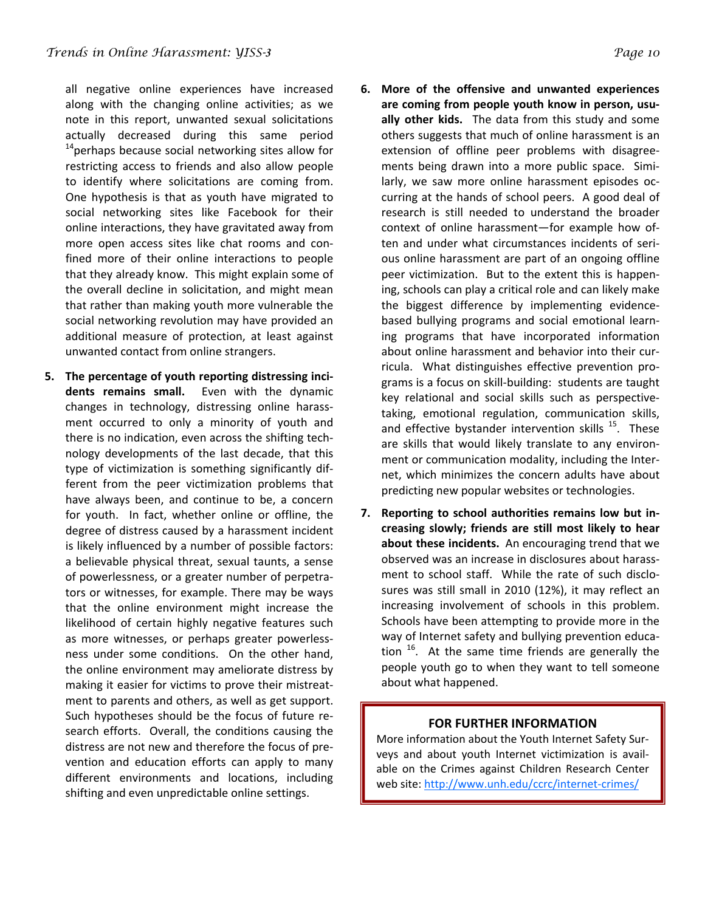all negative online experiences have increased along with the changing online activities; as we note in this report, unwanted sexual solicitations actually decreased during this same period [14]perhaps because social networking sites allow for restricting access to friends and also allow people to identify where solicitations are coming from. One hypothesis is that as youth have migrated to social networking sites like Facebook for their online interactions, they have gravitated away from more open access sites like chat rooms and confined more of their online interactions to people that they already know. This might explain some of the overall decline in solicitation, and might mean that rather than making youth more vulnerable the social networking revolution may have provided an additional measure of protection, at least against unwanted contact from online strangers.

5. **The percentage of youth reporting distressing incidents remains small.** Even with the dynamic changes in technology, distressing online harassment occurred to only a minority of youth and there is no indication, even across the shifting technology developments of the last decade, that this type of victimization is something significantly different from the peer victimization problems that have always been, and continue to be, a concern for youth. In fact, whether online or offline, the degree of distress caused by a harassment incident is likely influenced by a number of possible factors: a believable physical threat, sexual taunts, a sense of powerlessness, or a greater number of perpetrators or witnesses, for example. There may be ways that the online environment might increase the likelihood of certain highly negative features such as more witnesses, or perhaps greater powerlessness under some conditions. On the other hand, the online environment may ameliorate distress by making it easier for victims to prove their mistreatment to parents and others, as well as get support. Such hypotheses should be the focus of future research efforts. Overall, the conditions causing the distress are not new and therefore the focus of prevention and education efforts can apply to many different environments and locations, including shifting and even unpredictable online settings.

6. **More of the offensive and unwanted experiences are coming from people youth know in person, usually other kids.** The data from this study and some others suggests that much of online harassment is an extension of offline peer problems with disagreements being drawn into a more public space. Similarly, we saw more online harassment episodes occurring at the hands of school peers. A good deal of research is still needed to understand the broader context of online harassment—for example how often and under what circumstances incidents of serious online harassment are part of an ongoing offline peer victimization. But to the extent this is happening, schools can play a critical role and can likely make the biggest difference by implementing evidence-based bullying programs and social emotional learning programs that have incorporated information about online harassment and behavior into their curricula. What distinguishes effective prevention programs is a focus on skill-building: students are taught key relational and social skills such as perspective-taking, emotional regulation, communication skills, and effective bystander intervention skills [15]. These are skills that would likely translate to any environment or communication modality, including the Internet, which minimizes the concern adults have about predicting new popular websites or technologies.

7. **Reporting to school authorities remains low but increasing slowly; friends are still most likely to hear about these incidents.** An encouraging trend that we observed was an increase in disclosures about harassment to school staff. While the rate of such disclosures was still small in 2010 (12%), it may reflect an increasing involvement of schools in this problem. Schools have been attempting to provide more in the way of Internet safety and bullying prevention education [16]. At the same time friends are generally the people youth go to when they want to tell someone about what happened.

**FOR FURTHER INFORMATION**

More information about the Youth Internet Safety Surveys and about youth Internet victimization is available on the Crimes against Children Research Center web site: http://www.unh.edu/ccrc/internet-crimes/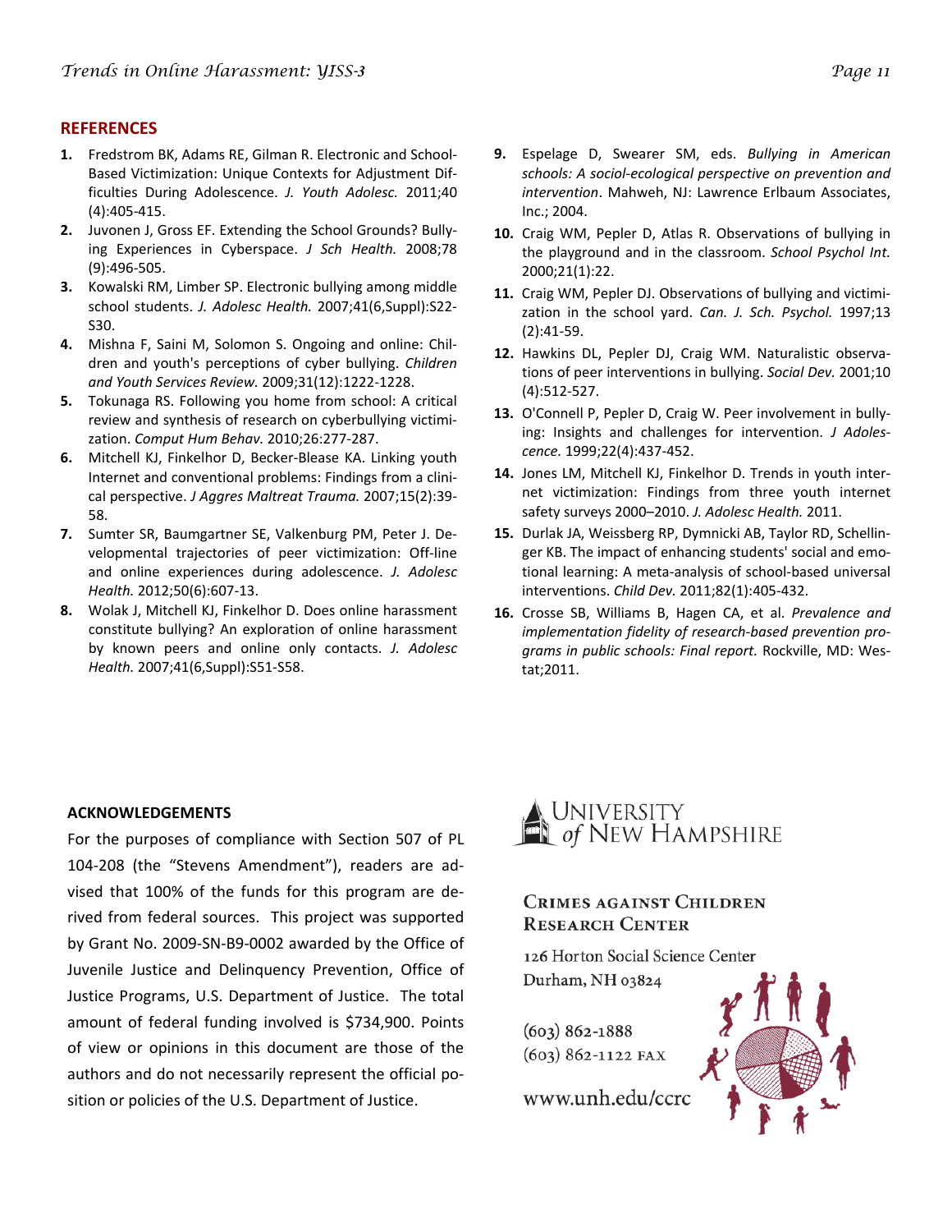## REFERENCES

1. Fredstrom BK, Adams RE, Gilman R. Electronic and School-Based Victimization: Unique Contexts for Adjustment Difficulties During Adolescence. *J. Youth Adolesc.* 2011;40 (4):405-415.
2. Juvonen J, Gross EF. Extending the School Grounds? Bullying Experiences in Cyberspace. *J Sch Health.* 2008;78 (9):496-505.
3. Kowalski RM, Limber SP. Electronic bullying among middle school students. *J. Adolesc Health.* 2007;41(6,Suppl):S22-S30.
4. Mishna F, Saini M, Solomon S. Ongoing and online: Children and youth's perceptions of cyber bullying. *Children and Youth Services Review.* 2009;31(12):1222-1228.
5. Tokunaga RS. Following you home from school: A critical review and synthesis of research on cyberbullying victimization. *Comput Hum Behav.* 2010;26:277-287.
6. Mitchell KJ, Finkelhor D, Becker-Blease KA. Linking youth Internet and conventional problems: Findings from a clinical perspective. *J Aggres Maltreat Trauma.* 2007;15(2):39-58.
7. Sumter SR, Baumgartner SE, Valkenburg PM, Peter J. Developmental trajectories of peer victimization: Off-line and online experiences during adolescence. *J. Adolesc Health.* 2012;50(6):607-13.
8. Wolak J, Mitchell KJ, Finkelhor D. Does online harassment constitute bullying? An exploration of online harassment by known peers and online only contacts. *J. Adolesc Health.* 2007;41(6,Suppl):S51-S58.
9. Espelage D, Swearer SM, eds. *Bullying in American schools: A socio-ecological perspective on prevention and intervention*. Mahweh, NJ: Lawrence Erlbaum Associates, Inc.; 2004.
10. Craig WM, Pepler D, Atlas R. Observations of bullying in the playground and in the classroom. *School Psychol Int.* 2000;21(1):22.
11. Craig WM, Pepler DJ. Observations of bullying and victimization in the school yard. *Can. J. Sch. Psychol.* 1997;13 (2):41-59.
12. Hawkins DL, Pepler DJ, Craig WM. Naturalistic observations of peer interventions in bullying. *Social Dev.* 2001;10 (4):512-527.
13. O'Connell P, Pepler D, Craig W. Peer involvement in bullying: Insights and challenges for intervention. *J Adolescence.* 1999;22(4):437-452.
14. Jones LM, Mitchell KJ, Finkelhor D. Trends in youth internet victimization: Findings from three youth internet safety surveys 2000–2010. *J. Adolesc Health.* 2011.
15. Durlak JA, Weissberg RP, Dymnicki AB, Taylor RD, Schellinger KB. The impact of enhancing students' social and emotional learning: A meta-analysis of school-based universal interventions. *Child Dev.* 2011;82(1):405-432.
16. Crosse SB, Williams B, Hagen CA, et al. *Prevalence and implementation fidelity of research-based prevention programs in public schools: Final report.* Rockville, MD: Westat;2011.

### ACKNOWLEDGEMENTS

For the purposes of compliance with Section 507 of PL 104-208 (the "Stevens Amendment"), readers are advised that 100% of the funds for this program are derived from federal sources. This project was supported by Grant No. 2009-SN-B9-0002 awarded by the Office of Juvenile Justice and Delinquency Prevention, Office of Justice Programs, U.S. Department of Justice. The total amount of federal funding involved is $734,900. Points of view or opinions in this document are those of the authors and do not necessarily represent the official position or policies of the U.S. Department of Justice.

University of New Hampshire

Crimes against Children Research Center

126 Horton Social Science Center
Durham, NH 03824

(603) 862-1888
(603) 862-1122 FAX

www.unh.edu/ccrc